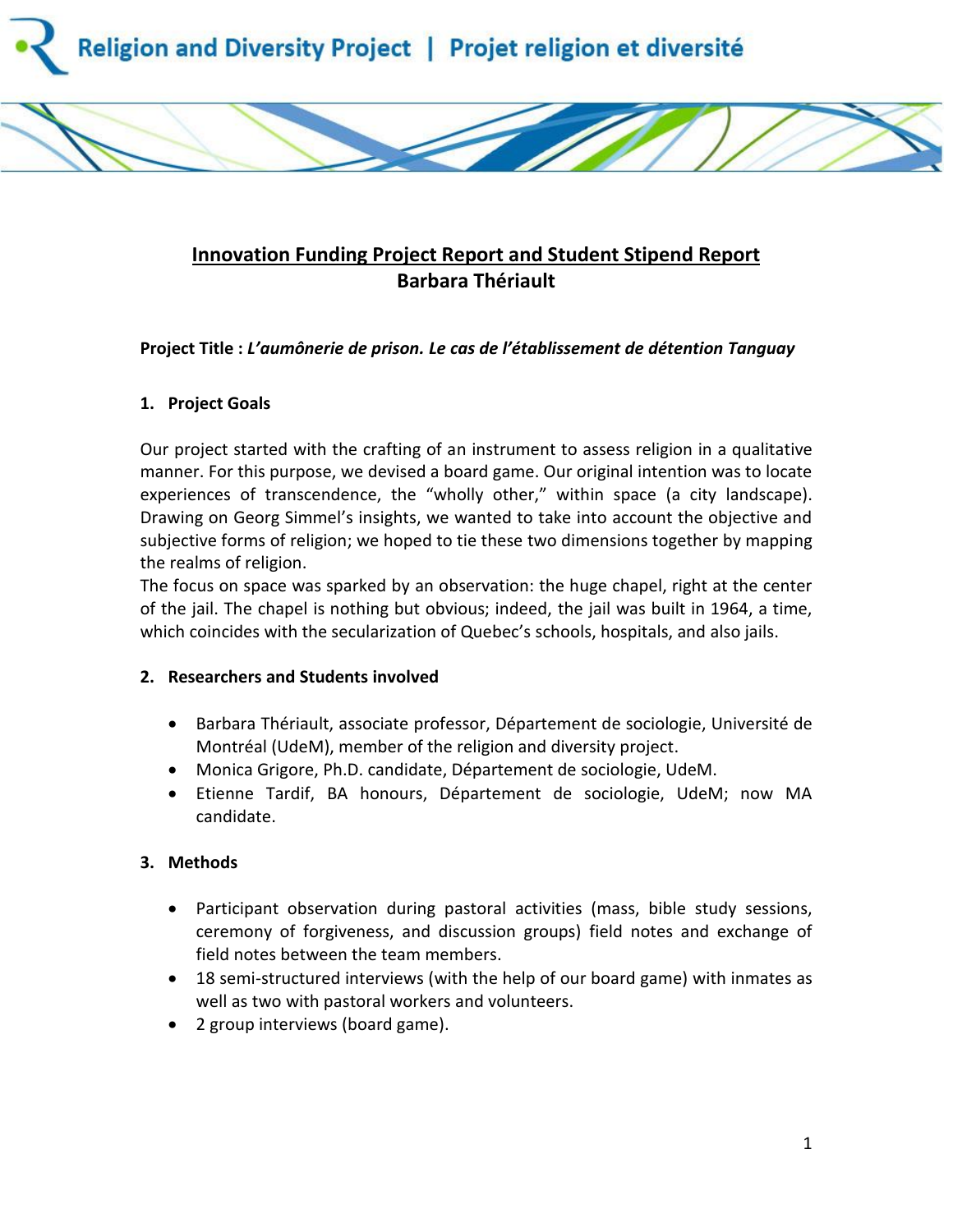# Innovation Funding Project Report and Student Stipend Report
## Barbara Thériault

**Project Title :** ***L'aumônerie de prison. Le cas de l'établissement de détention Tanguay***

### 1. Project Goals

Our project started with the crafting of an instrument to assess religion in a qualitative manner. For this purpose, we devised a board game. Our original intention was to locate experiences of transcendence, the "wholly other," within space (a city landscape). Drawing on Georg Simmel's insights, we wanted to take into account the objective and subjective forms of religion; we hoped to tie these two dimensions together by mapping the realms of religion.
The focus on space was sparked by an observation: the huge chapel, right at the center of the jail. The chapel is nothing but obvious; indeed, the jail was built in 1964, a time, which coincides with the secularization of Quebec's schools, hospitals, and also jails.

### 2. Researchers and Students involved

- Barbara Thériault, associate professor, Département de sociologie, Université de Montréal (UdeM), member of the religion and diversity project.
- Monica Grigore, Ph.D. candidate, Département de sociologie, UdeM.
- Etienne Tardif, BA honours, Département de sociologie, UdeM; now MA candidate.

### 3. Methods

- Participant observation during pastoral activities (mass, bible study sessions, ceremony of forgiveness, and discussion groups) field notes and exchange of field notes between the team members.
- 18 semi-structured interviews (with the help of our board game) with inmates as well as two with pastoral workers and volunteers.
- 2 group interviews (board game).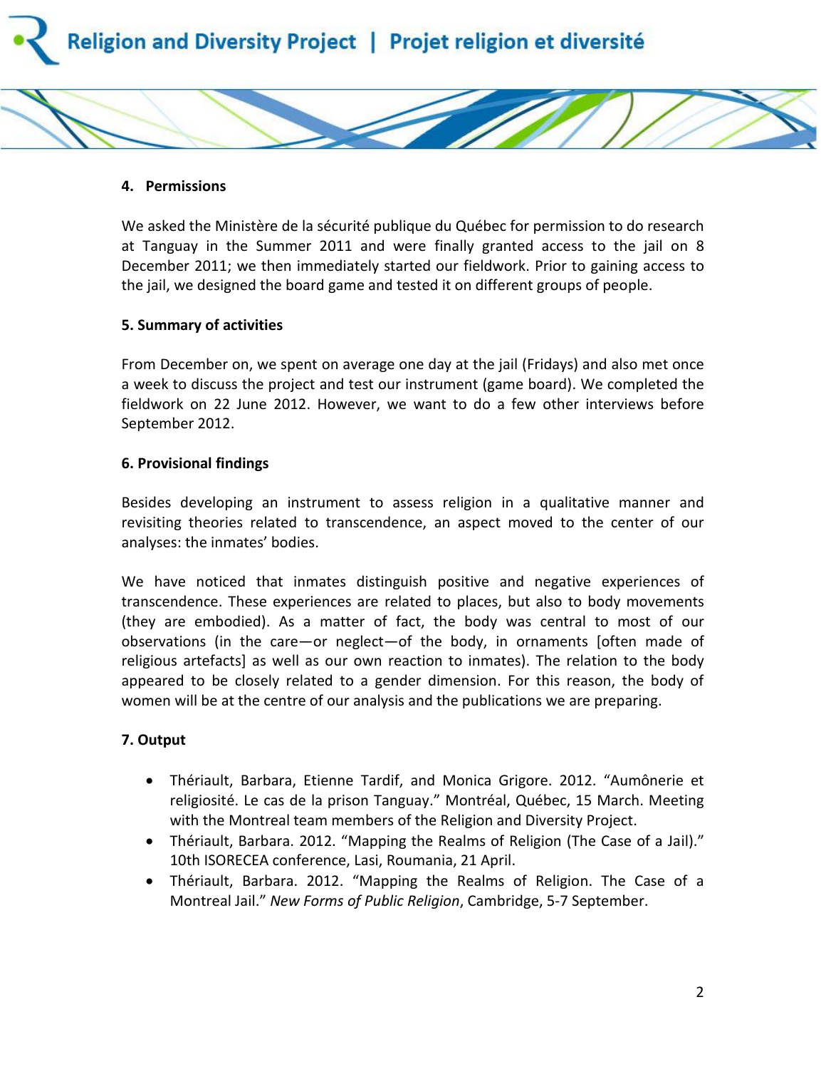## 4. Permissions

We asked the Ministère de la sécurité publique du Québec for permission to do research at Tanguay in the Summer 2011 and were finally granted access to the jail on 8 December 2011; we then immediately started our fieldwork. Prior to gaining access to the jail, we designed the board game and tested it on different groups of people.

## 5. Summary of activities

From December on, we spent on average one day at the jail (Fridays) and also met once a week to discuss the project and test our instrument (game board). We completed the fieldwork on 22 June 2012. However, we want to do a few other interviews before September 2012.

## 6. Provisional findings

Besides developing an instrument to assess religion in a qualitative manner and revisiting theories related to transcendence, an aspect moved to the center of our analyses: the inmates' bodies.

We have noticed that inmates distinguish positive and negative experiences of transcendence. These experiences are related to places, but also to body movements (they are embodied). As a matter of fact, the body was central to most of our observations (in the care—or neglect—of the body, in ornaments [often made of religious artefacts] as well as our own reaction to inmates). The relation to the body appeared to be closely related to a gender dimension. For this reason, the body of women will be at the centre of our analysis and the publications we are preparing.

## 7. Output

- Thériault, Barbara, Etienne Tardif, and Monica Grigore. 2012. "Aumônerie et religiosité. Le cas de la prison Tanguay." Montréal, Québec, 15 March. Meeting with the Montreal team members of the Religion and Diversity Project.
- Thériault, Barbara. 2012. "Mapping the Realms of Religion (The Case of a Jail)." 10th ISORECEA conference, Lasi, Roumania, 21 April.
- Thériault, Barbara. 2012. "Mapping the Realms of Religion. The Case of a Montreal Jail." *New Forms of Public Religion*, Cambridge, 5-7 September.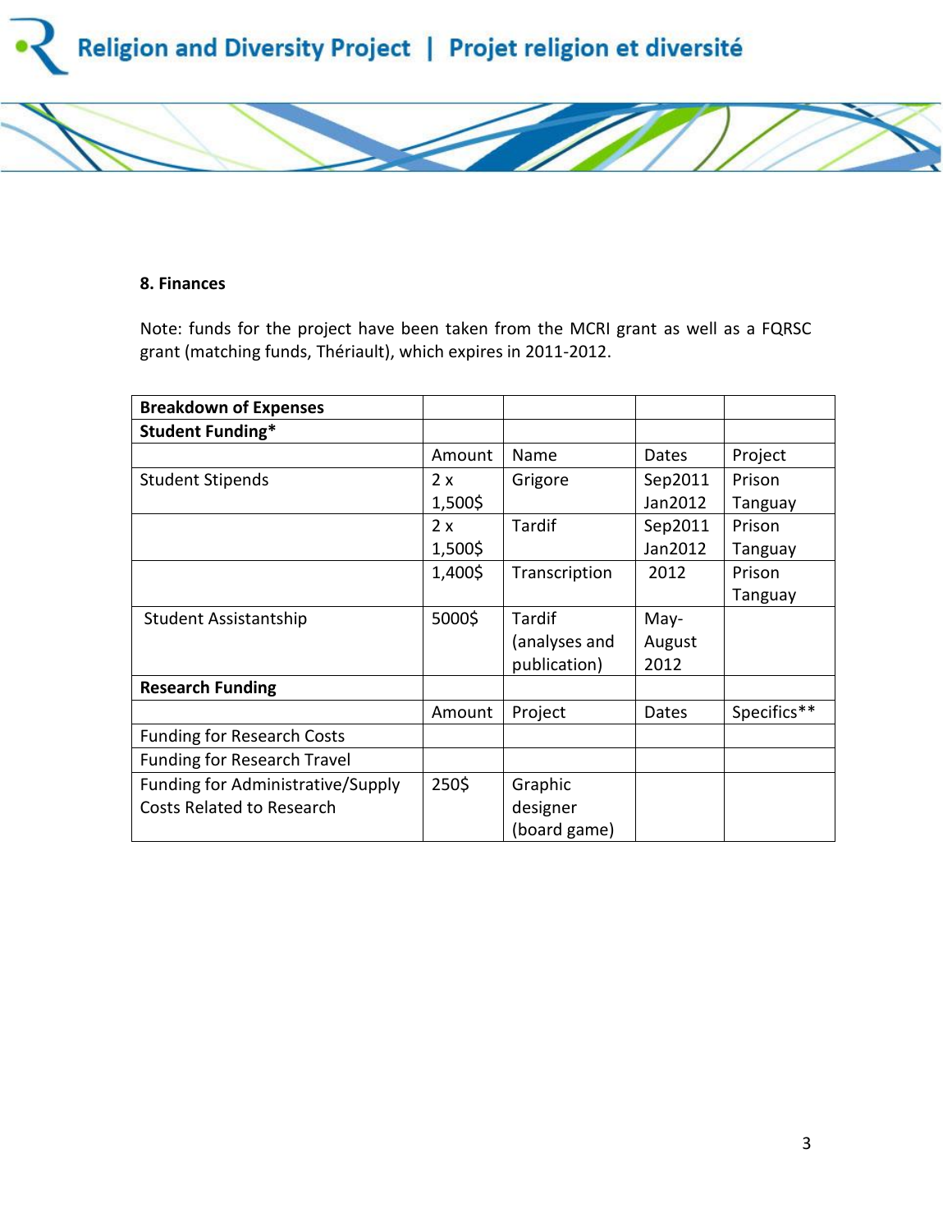**8. Finances**

Note: funds for the project have been taken from the MCRI grant as well as a FQRSC grant (matching funds, Thériault), which expires in 2011-2012.

| **Breakdown of Expenses** | | | | |
|---|---|---|---|---|
| **Student Funding*** | | | | |
| | Amount | Name | Dates | Project |
| Student Stipends | 2 x 1,500$ | Grigore | Sep2011 Jan2012 | Prison Tanguay |
| | 2 x 1,500$ | Tardif | Sep2011 Jan2012 | Prison Tanguay |
| | 1,400$ | Transcription | 2012 | Prison Tanguay |
| Student Assistantship | 5000$ | Tardif (analyses and publication) | May-August 2012 | |
| **Research Funding** | | | | |
| | Amount | Project | Dates | Specifics** |
| Funding for Research Costs | | | | |
| Funding for Research Travel | | | | |
| Funding for Administrative/Supply Costs Related to Research | 250$ | Graphic designer (board game) | | |